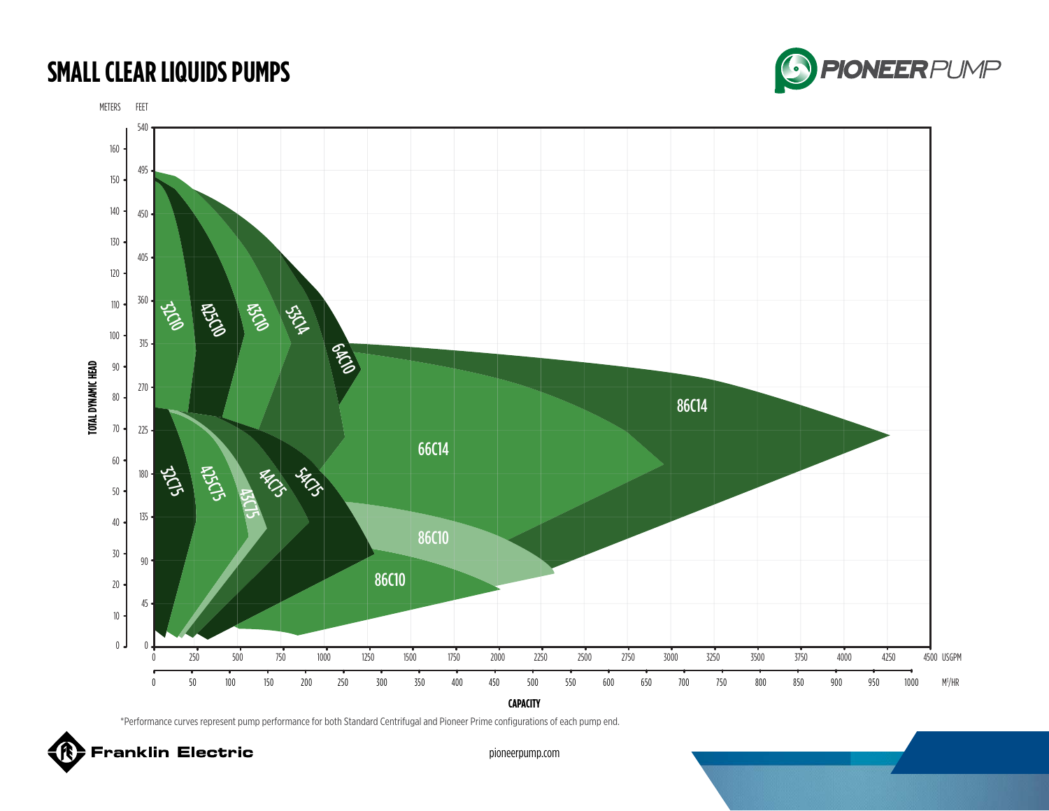# SMALL CLEAR LIQUIDS PUMPS

PIONEERPUMP

METERS FEET

TOTAL DYNAMIC HEAD

32C10, 425C10, 43C10, 53C14, 64C10, 86C14, 66C14, 32C75, 425C75, 43C75, 44C75, 54C75, 86C10, 86C10

CAPACITY

USGPM

M³/HR

*Performance curves represent pump performance for both Standard Centrifugal and Pioneer Prime configurations of each pump end.

Franklin Electric

pioneerpump.com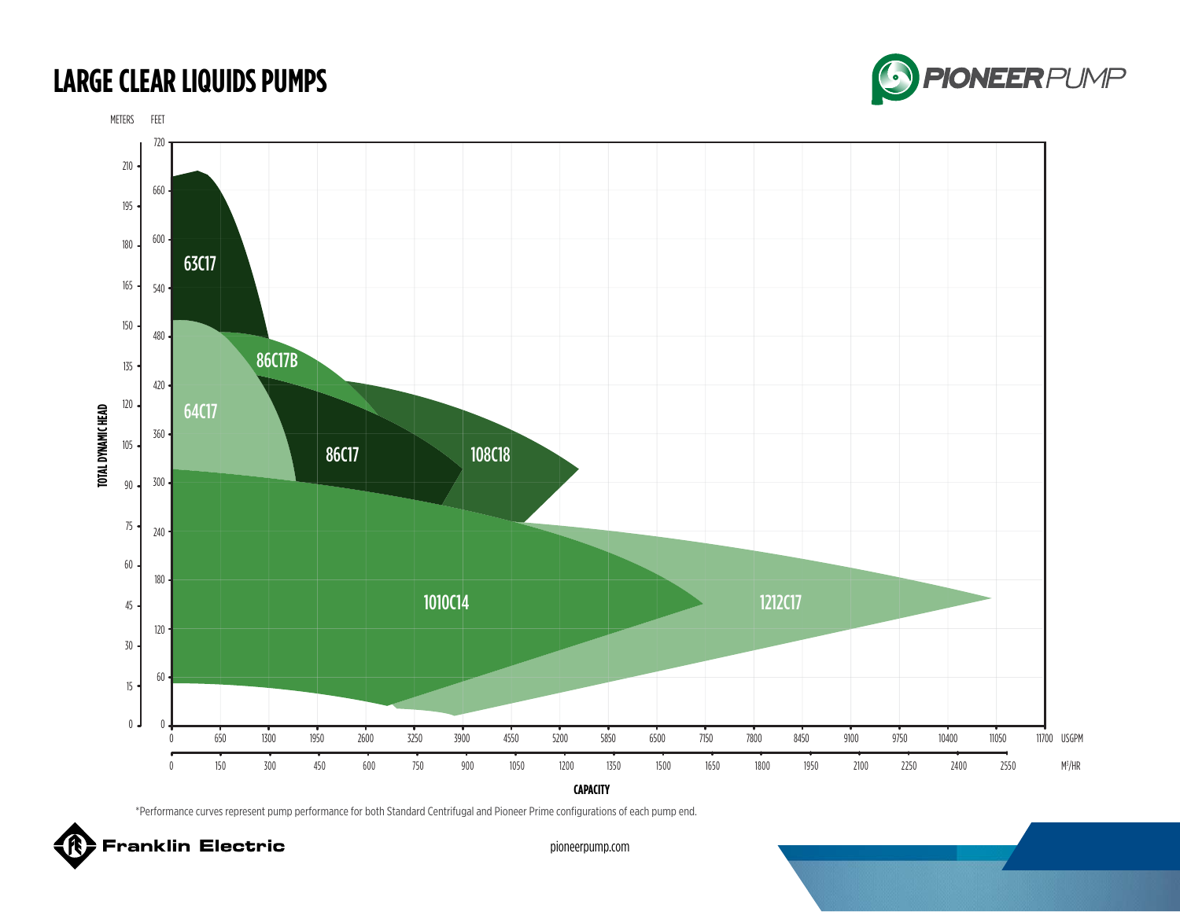# LARGE CLEAR LIQUIDS PUMPS

PIONEERPUMP

METERS FEET

TOTAL DYNAMIC HEAD

63C17

86C17B

64C17

86C17

108C18

1010C14

1212C17

CAPACITY

USGPM

M³/HR

*Performance curves represent pump performance for both Standard Centrifugal and Pioneer Prime configurations of each pump end.

Franklin Electric

pioneerpump.com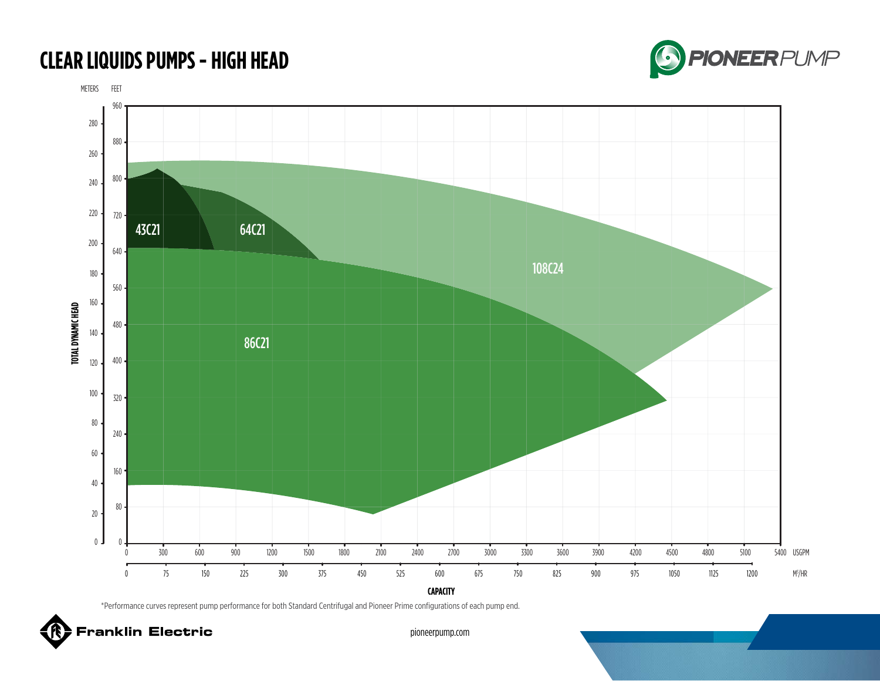# CLEAR LIQUIDS PUMPS - HIGH HEAD

PIONEERPUMP

METERS FEET

TOTAL DYNAMIC HEAD

43C21

64C21

108C24

86C21

CAPACITY

USGPM

M³/HR

*Performance curves represent pump performance for both Standard Centrifugal and Pioneer Prime configurations of each pump end.

Franklin Electric

pioneerpump.com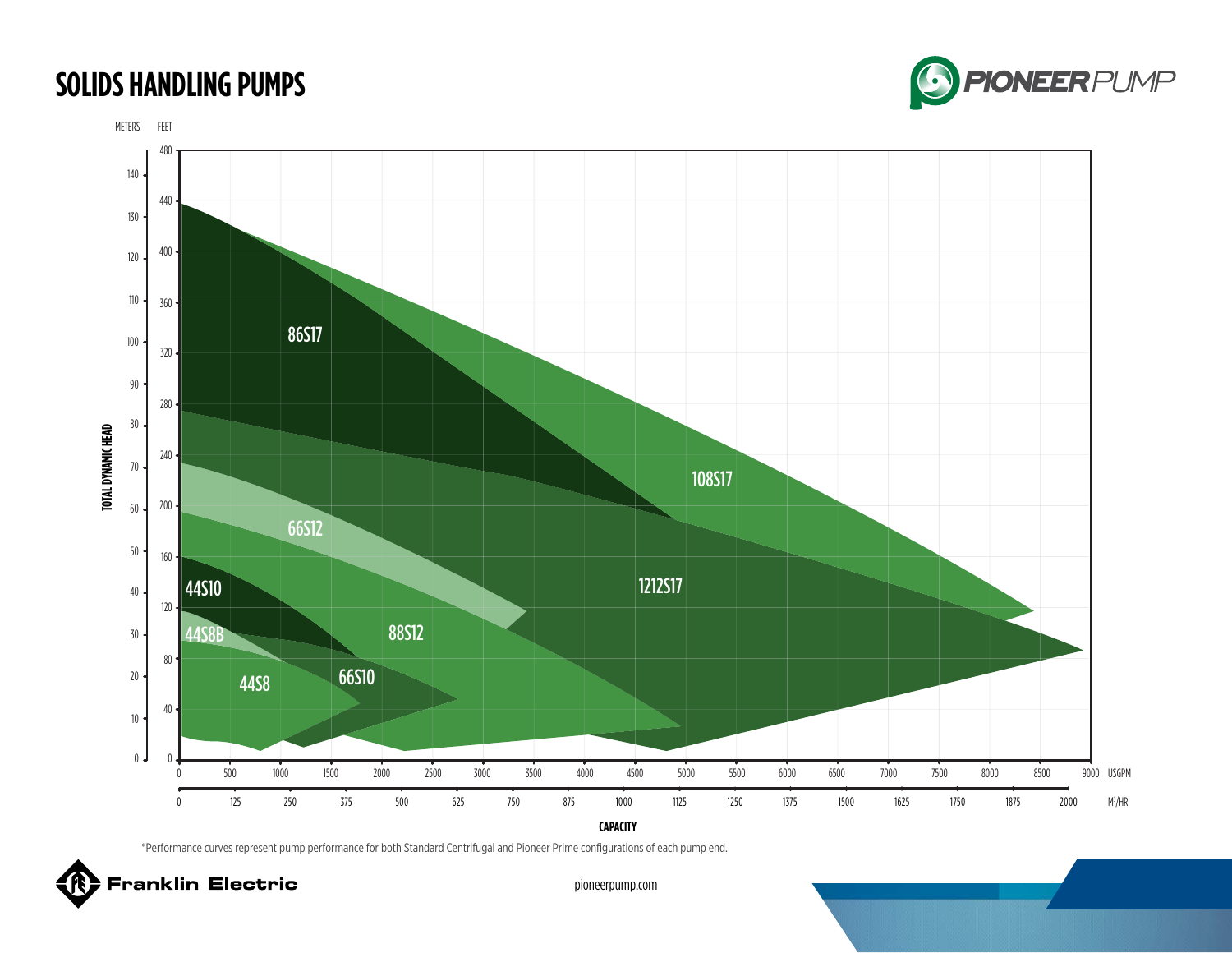# SOLIDS HANDLING PUMPS

METERS FEET

TOTAL DYNAMIC HEAD

86S17

108S17

1212S17

66S12

88S12

44S10

44S8B

44S8

66S10

CAPACITY

USGPM

M³/HR

*Performance curves represent pump performance for both Standard Centrifugal and Pioneer Prime configurations of each pump end.

pioneerpump.com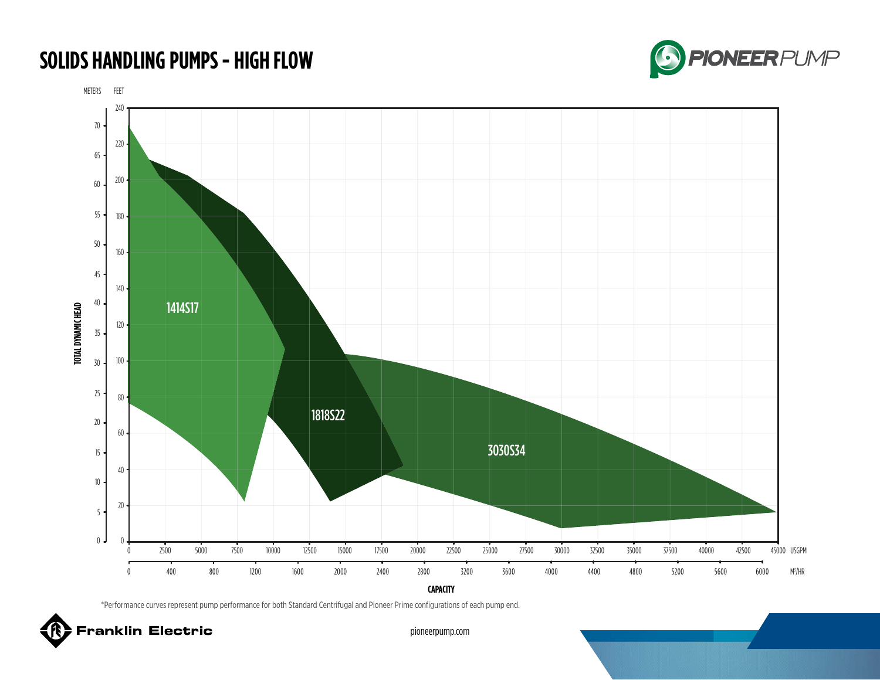# SOLIDS HANDLING PUMPS – HIGH FLOW

METERS FEET

TOTAL DYNAMIC HEAD

1414S17

1818S22

3030S34

CAPACITY

USGPM

M³/HR

*Performance curves represent pump performance for both Standard Centrifugal and Pioneer Prime configurations of each pump end.

pioneerpump.com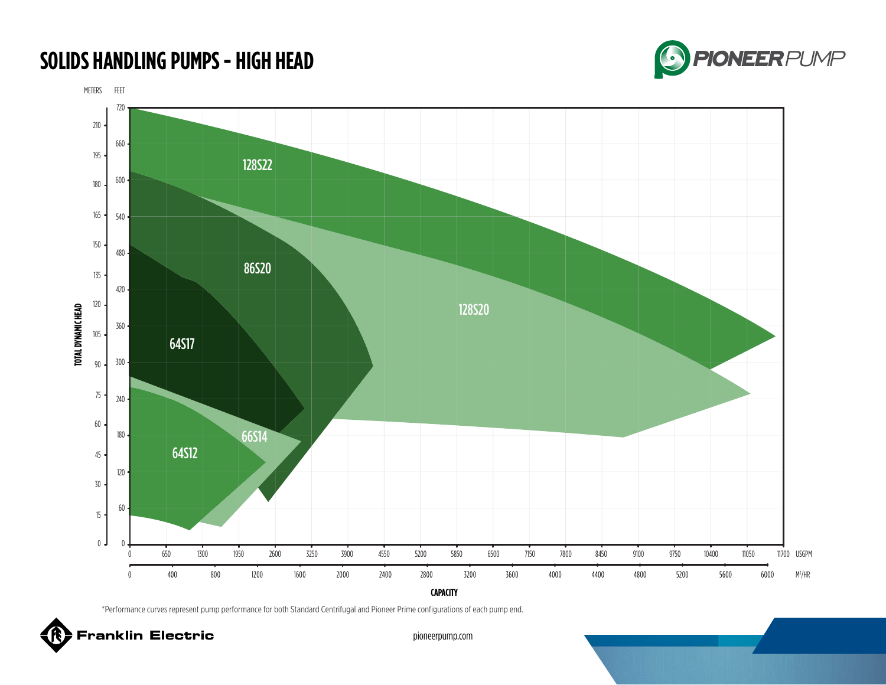# SOLIDS HANDLING PUMPS – HIGH HEAD

METERS FEET

TOTAL DYNAMIC HEAD

| METERS | FEET |
|---|---|
| 210 | 720 |
| 195 | 660 |
| 180 | 600 |
| 165 | 540 |
| 150 | 480 |
| 135 | 420 |
| 120 | 360 |
| 105 | 300 |
| 90 | 240 |
| 75 | 180 |
| 60 | 120 |
| 45 | 60 |
| 30 | 0 |
| 15 | |
| 0 | |

128S22

86S20

128S20

64S17

66S14

64S12

USGPM: 0, 650, 1300, 1950, 2600, 3250, 3900, 4550, 5200, 5850, 6500, 7150, 7800, 8450, 9100, 9750, 10400, 11050, 11700

$M^3$/HR: 0, 400, 800, 1200, 1600, 2000, 2400, 2800, 3200, 3600, 4000, 4400, 4800, 5200, 5600, 6000

CAPACITY

*Performance curves represent pump performance for both Standard Centrifugal and Pioneer Prime configurations of each pump end.

pioneerpump.com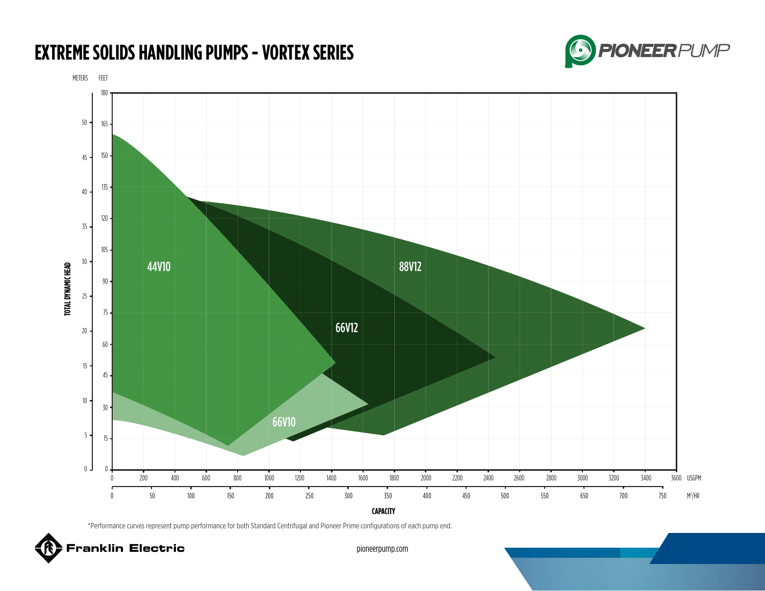# EXTREME SOLIDS HANDLING PUMPS – VORTEX SERIES

METERS FEET

TOTAL DYNAMIC HEAD

44V10

66V12

88V12

66V10

CAPACITY

0 200 400 600 800 1000 1200 1400 1600 1800 2000 2200 2400 2600 2800 3000 3200 3400 3600 USGPM

0 50 100 150 200 250 300 350 400 450 500 550 650 700 750 M³/HR

*Performance curves represent pump performance for both Standard Centrifugal and Pioneer Prime configurations of each pump end.

pioneerpump.com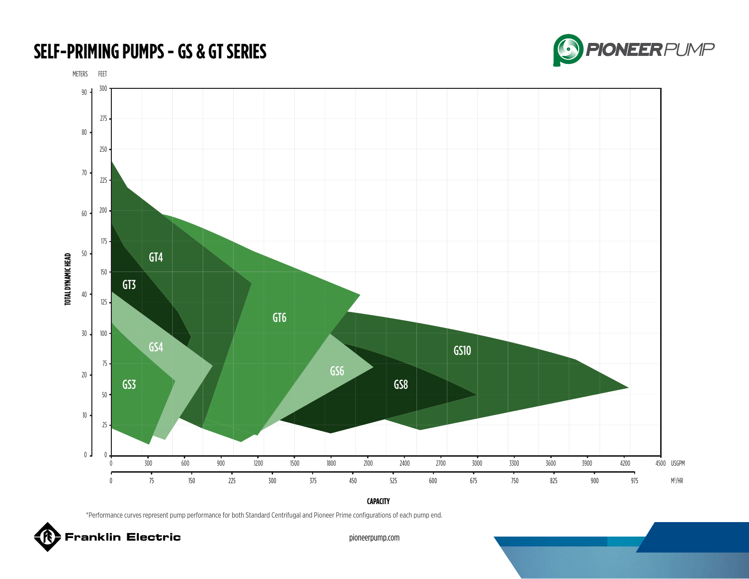# SELF-PRIMING PUMPS – GS & GT SERIES

PIONEERPUMP

METERS FEET

TOTAL DYNAMIC HEAD

90 80 70 60 50 40 30 20 10 0

300 275 250 225 200 175 150 125 100 75 50 25 0

GT4

GT3

GT6

GS4

GS3

GS6

GS8

GS10

0 300 600 900 1200 1500 1800 2100 2400 2700 3000 3300 3600 3900 4200 4500 USGPM

0 75 150 225 300 375 450 525 600 675 750 825 900 975 M³/HR

CAPACITY

*Performance curves represent pump performance for both Standard Centrifugal and Pioneer Prime configurations of each pump end.

Franklin Electric

pioneerpump.com